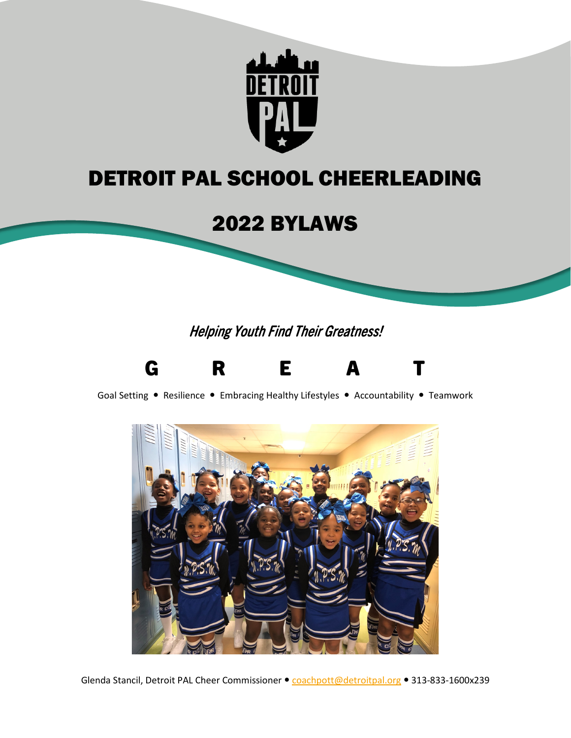# DETROIT PAL SCHOOL CHEERLEADING

## 2022 BYLAWS

*Helping Youth Find Their Greatness!*

**G R E A T**

Goal Setting • Resilience • Embracing Healthy Lifestyles • Accountability • Teamwork

Glenda Stancil, Detroit PAL Cheer Commissioner • coachpott@detroitpal.org • 313-833-1600x239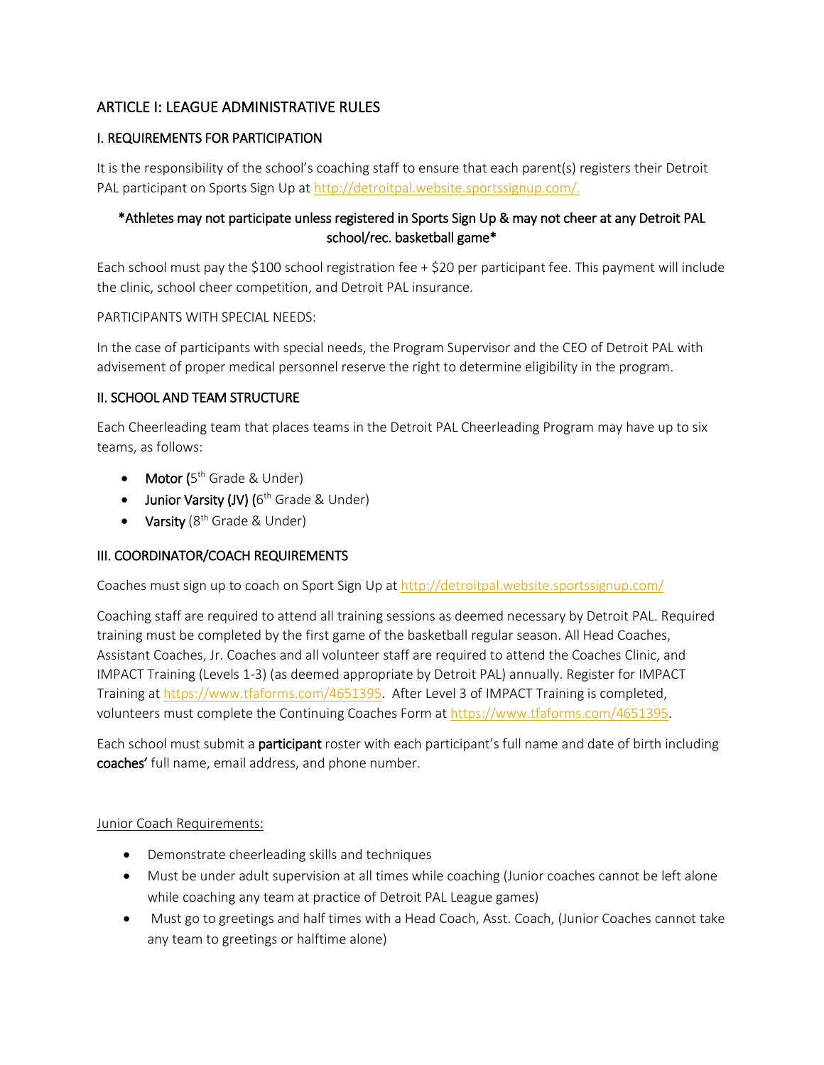## ARTICLE I: LEAGUE ADMINISTRATIVE RULES

### I. REQUIREMENTS FOR PARTICIPATION

It is the responsibility of the school's coaching staff to ensure that each parent(s) registers their Detroit PAL participant on Sports Sign Up at http://detroitpal.website.sportssignup.com/.

**\*Athletes may not participate unless registered in Sports Sign Up & may not cheer at any Detroit PAL school/rec. basketball game\***

Each school must pay the $100 school registration fee + $20 per participant fee. This payment will include the clinic, school cheer competition, and Detroit PAL insurance.

PARTICIPANTS WITH SPECIAL NEEDS:

In the case of participants with special needs, the Program Supervisor and the CEO of Detroit PAL with advisement of proper medical personnel reserve the right to determine eligibility in the program.

### II. SCHOOL AND TEAM STRUCTURE

Each Cheerleading team that places teams in the Detroit PAL Cheerleading Program may have up to six teams, as follows:

- **Motor** (5th Grade & Under)
- **Junior Varsity (JV)** (6th Grade & Under)
- **Varsity** (8th Grade & Under)

### III. COORDINATOR/COACH REQUIREMENTS

Coaches must sign up to coach on Sport Sign Up at http://detroitpal.website.sportssignup.com/

Coaching staff are required to attend all training sessions as deemed necessary by Detroit PAL. Required training must be completed by the first game of the basketball regular season. All Head Coaches, Assistant Coaches, Jr. Coaches and all volunteer staff are required to attend the Coaches Clinic, and IMPACT Training (Levels 1-3) (as deemed appropriate by Detroit PAL) annually. Register for IMPACT Training at https://www.tfaforms.com/4651395. After Level 3 of IMPACT Training is completed, volunteers must complete the Continuing Coaches Form at https://www.tfaforms.com/4651395.

Each school must submit a **participant** roster with each participant's full name and date of birth including **coaches'** full name, email address, and phone number.

Junior Coach Requirements:

- Demonstrate cheerleading skills and techniques
- Must be under adult supervision at all times while coaching (Junior coaches cannot be left alone while coaching any team at practice of Detroit PAL League games)
- Must go to greetings and half times with a Head Coach, Asst. Coach, (Junior Coaches cannot take any team to greetings or halftime alone)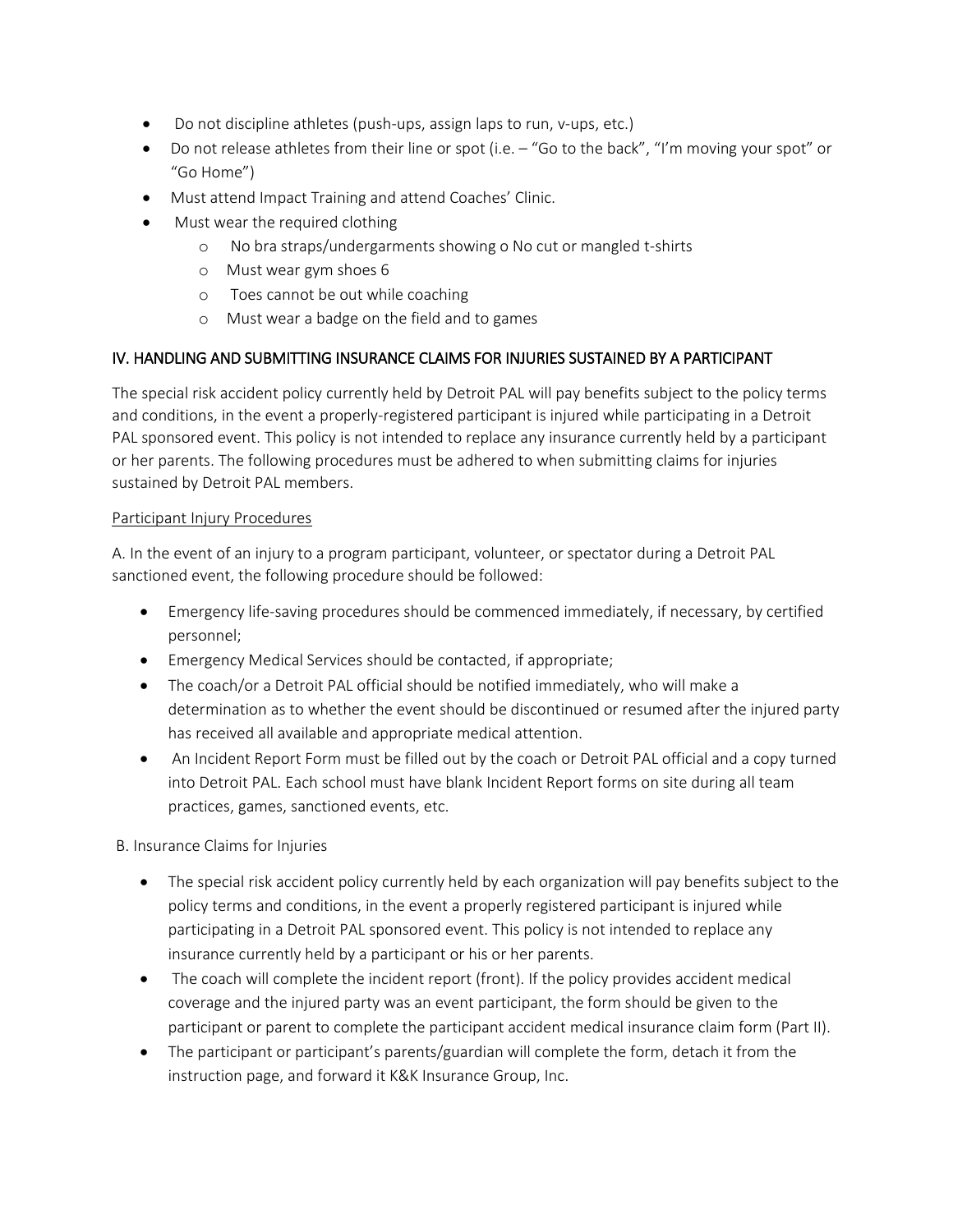- Do not discipline athletes (push-ups, assign laps to run, v-ups, etc.)
- Do not release athletes from their line or spot (i.e. – "Go to the back", "I'm moving your spot" or "Go Home")
- Must attend Impact Training and attend Coaches' Clinic.
- Must wear the required clothing
    - No bra straps/undergarments showing o No cut or mangled t-shirts
    - Must wear gym shoes 6
    - Toes cannot be out while coaching
    - Must wear a badge on the field and to games

## IV. HANDLING AND SUBMITTING INSURANCE CLAIMS FOR INJURIES SUSTAINED BY A PARTICIPANT

The special risk accident policy currently held by Detroit PAL will pay benefits subject to the policy terms and conditions, in the event a properly-registered participant is injured while participating in a Detroit PAL sponsored event. This policy is not intended to replace any insurance currently held by a participant or her parents. The following procedures must be adhered to when submitting claims for injuries sustained by Detroit PAL members.

### Participant Injury Procedures

A. In the event of an injury to a program participant, volunteer, or spectator during a Detroit PAL sanctioned event, the following procedure should be followed:

- Emergency life-saving procedures should be commenced immediately, if necessary, by certified personnel;
- Emergency Medical Services should be contacted, if appropriate;
- The coach/or a Detroit PAL official should be notified immediately, who will make a determination as to whether the event should be discontinued or resumed after the injured party has received all available and appropriate medical attention.
- An Incident Report Form must be filled out by the coach or Detroit PAL official and a copy turned into Detroit PAL. Each school must have blank Incident Report forms on site during all team practices, games, sanctioned events, etc.

B. Insurance Claims for Injuries

- The special risk accident policy currently held by each organization will pay benefits subject to the policy terms and conditions, in the event a properly registered participant is injured while participating in a Detroit PAL sponsored event. This policy is not intended to replace any insurance currently held by a participant or his or her parents.
- The coach will complete the incident report (front). If the policy provides accident medical coverage and the injured party was an event participant, the form should be given to the participant or parent to complete the participant accident medical insurance claim form (Part II).
- The participant or participant's parents/guardian will complete the form, detach it from the instruction page, and forward it K&K Insurance Group, Inc.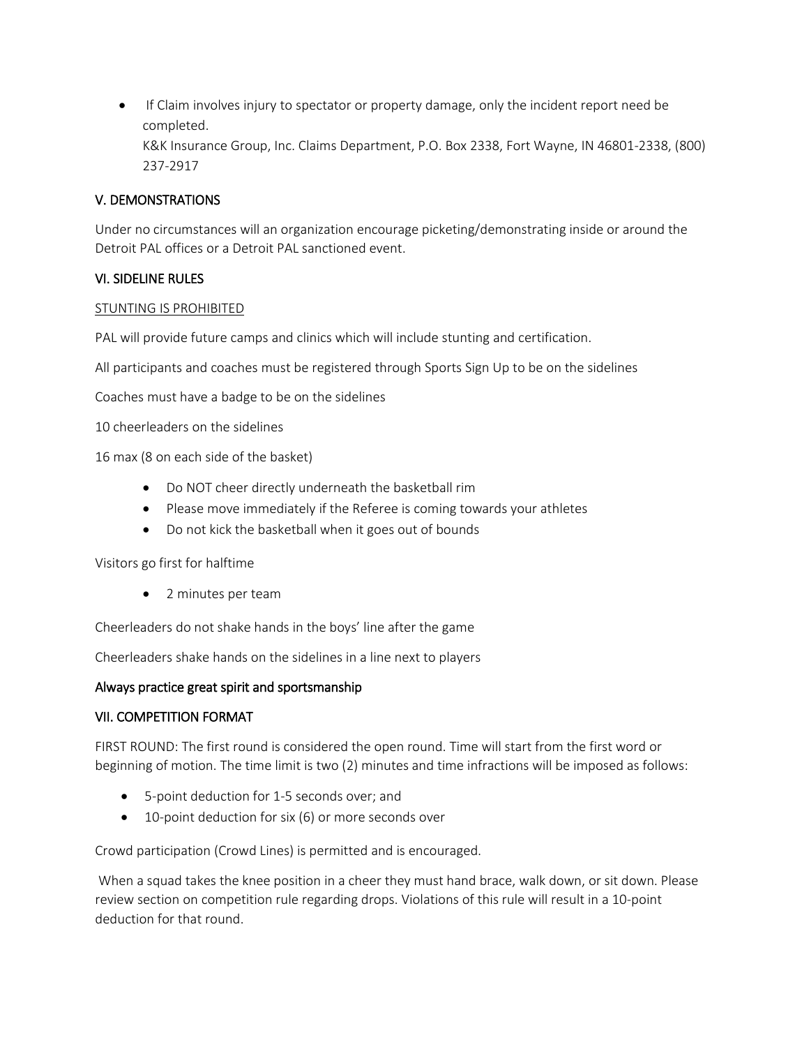- If Claim involves injury to spectator or property damage, only the incident report need be completed.
  K&K Insurance Group, Inc. Claims Department, P.O. Box 2338, Fort Wayne, IN 46801-2338, (800) 237-2917

## V. DEMONSTRATIONS

Under no circumstances will an organization encourage picketing/demonstrating inside or around the Detroit PAL offices or a Detroit PAL sanctioned event.

## VI. SIDELINE RULES

STUNTING IS PROHIBITED

PAL will provide future camps and clinics which will include stunting and certification.

All participants and coaches must be registered through Sports Sign Up to be on the sidelines

Coaches must have a badge to be on the sidelines

10 cheerleaders on the sidelines

16 max (8 on each side of the basket)

- Do NOT cheer directly underneath the basketball rim
- Please move immediately if the Referee is coming towards your athletes
- Do not kick the basketball when it goes out of bounds

Visitors go first for halftime

- 2 minutes per team

Cheerleaders do not shake hands in the boys' line after the game

Cheerleaders shake hands on the sidelines in a line next to players

**Always practice great spirit and sportsmanship**

## VII. COMPETITION FORMAT

FIRST ROUND: The first round is considered the open round. Time will start from the first word or beginning of motion. The time limit is two (2) minutes and time infractions will be imposed as follows:

- 5-point deduction for 1-5 seconds over; and
- 10-point deduction for six (6) or more seconds over

Crowd participation (Crowd Lines) is permitted and is encouraged.

When a squad takes the knee position in a cheer they must hand brace, walk down, or sit down. Please review section on competition rule regarding drops. Violations of this rule will result in a 10-point deduction for that round.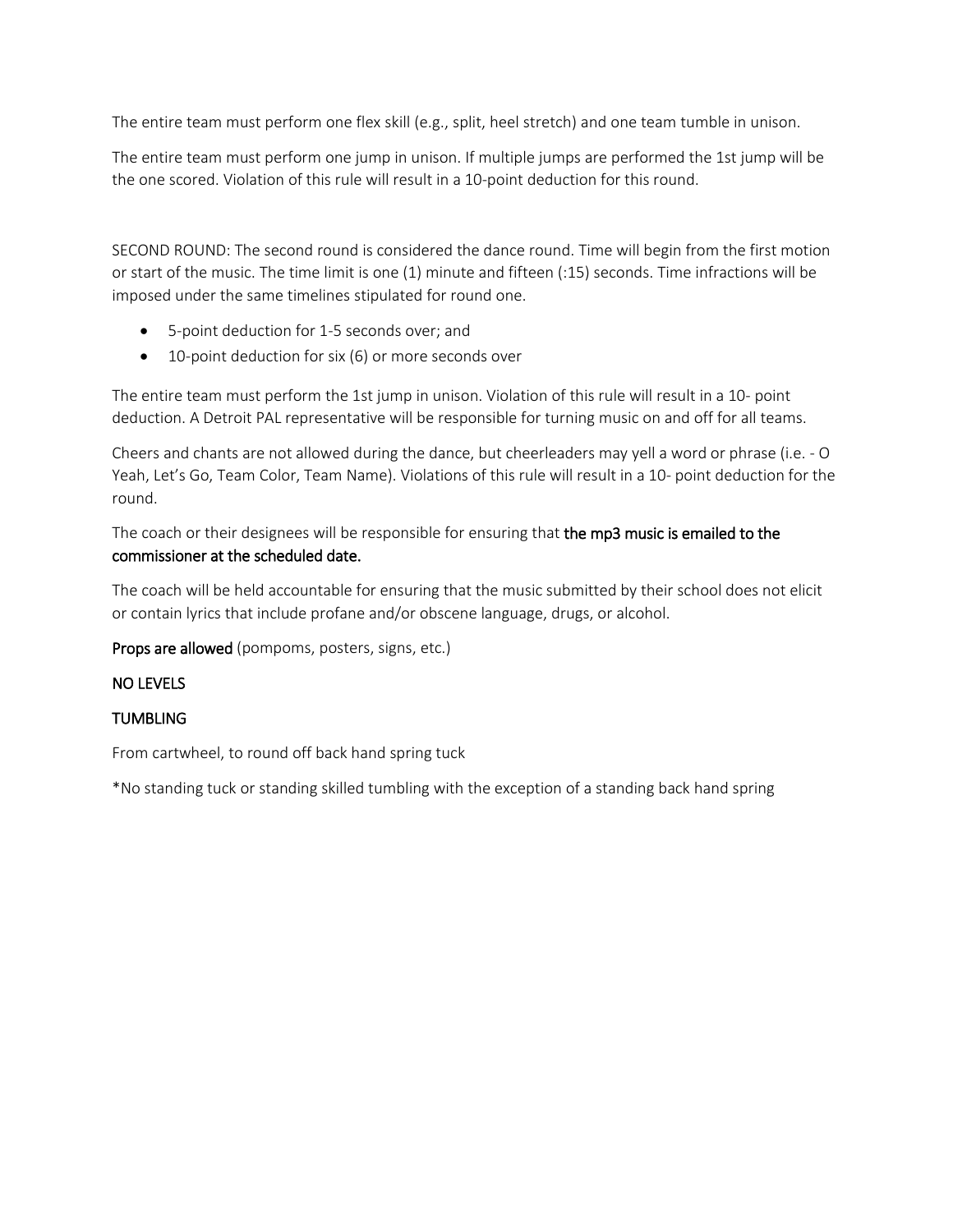The entire team must perform one flex skill (e.g., split, heel stretch) and one team tumble in unison.

The entire team must perform one jump in unison. If multiple jumps are performed the 1st jump will be the one scored. Violation of this rule will result in a 10-point deduction for this round.

SECOND ROUND: The second round is considered the dance round. Time will begin from the first motion or start of the music. The time limit is one (1) minute and fifteen (:15) seconds. Time infractions will be imposed under the same timelines stipulated for round one.

- 5-point deduction for 1-5 seconds over; and
- 10-point deduction for six (6) or more seconds over

The entire team must perform the 1st jump in unison. Violation of this rule will result in a 10- point deduction. A Detroit PAL representative will be responsible for turning music on and off for all teams.

Cheers and chants are not allowed during the dance, but cheerleaders may yell a word or phrase (i.e. - O Yeah, Let's Go, Team Color, Team Name). Violations of this rule will result in a 10- point deduction for the round.

The coach or their designees will be responsible for ensuring that the mp3 music is emailed to the commissioner at the scheduled date.

The coach will be held accountable for ensuring that the music submitted by their school does not elicit or contain lyrics that include profane and/or obscene language, drugs, or alcohol.

Props are allowed (pompoms, posters, signs, etc.)

NO LEVELS

TUMBLING

From cartwheel, to round off back hand spring tuck

*No standing tuck or standing skilled tumbling with the exception of a standing back hand spring